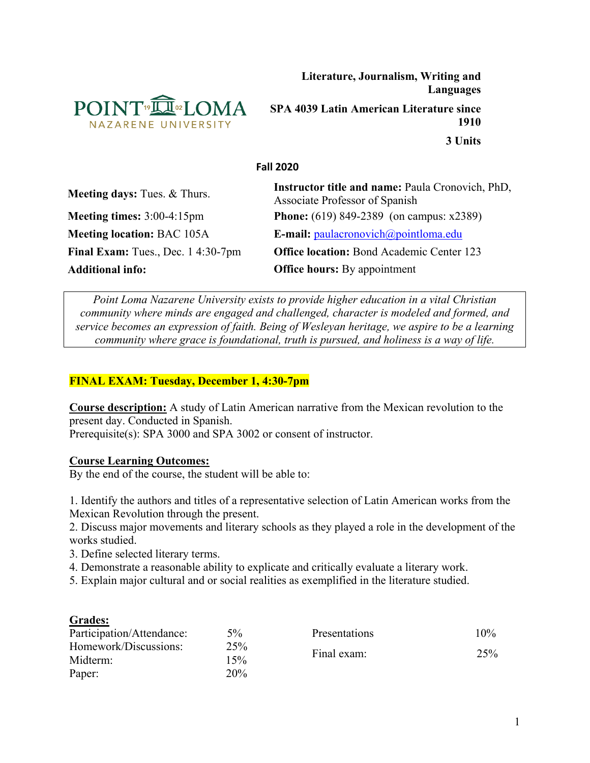**Literature, Journalism, Writing and Languages**

**SPA 4039 Latin American Literature since 1910**

**3 Units**

**Fall 2020**

| | |
|---|---|
| **Meeting days:** Tues. & Thurs. | **Instructor title and name:** Paula Cronovich, PhD, Associate Professor of Spanish |
| **Meeting times:** 3:00-4:15pm | **Phone:** (619) 849-2389 (on campus: x2389) |
| **Meeting location:** BAC 105A | **E-mail:** paulacronovich@pointloma.edu |
| **Final Exam:** Tues., Dec. 1 4:30-7pm | **Office location:** Bond Academic Center 123 |
| **Additional info:** | **Office hours:** By appointment |

*Point Loma Nazarene University exists to provide higher education in a vital Christian community where minds are engaged and challenged, character is modeled and formed, and service becomes an expression of faith. Being of Wesleyan heritage, we aspire to be a learning community where grace is foundational, truth is pursued, and holiness is a way of life.*

**FINAL EXAM: Tuesday, December 1, 4:30-7pm**

**Course description:** A study of Latin American narrative from the Mexican revolution to the present day. Conducted in Spanish.
Prerequisite(s): SPA 3000 and SPA 3002 or consent of instructor.

**Course Learning Outcomes:**
By the end of the course, the student will be able to:

1. Identify the authors and titles of a representative selection of Latin American works from the Mexican Revolution through the present.
2. Discuss major movements and literary schools as they played a role in the development of the works studied.
3. Define selected literary terms.
4. Demonstrate a reasonable ability to explicate and critically evaluate a literary work.
5. Explain major cultural and or social realities as exemplified in the literature studied.

**Grades:**

| | | | |
|---|---|---|---|
| Participation/Attendance: | 5% | Presentations | 10% |
| Homework/Discussions: | 25% | Final exam: | 25% |
| Midterm: | 15% | | |
| Paper: | 20% | | |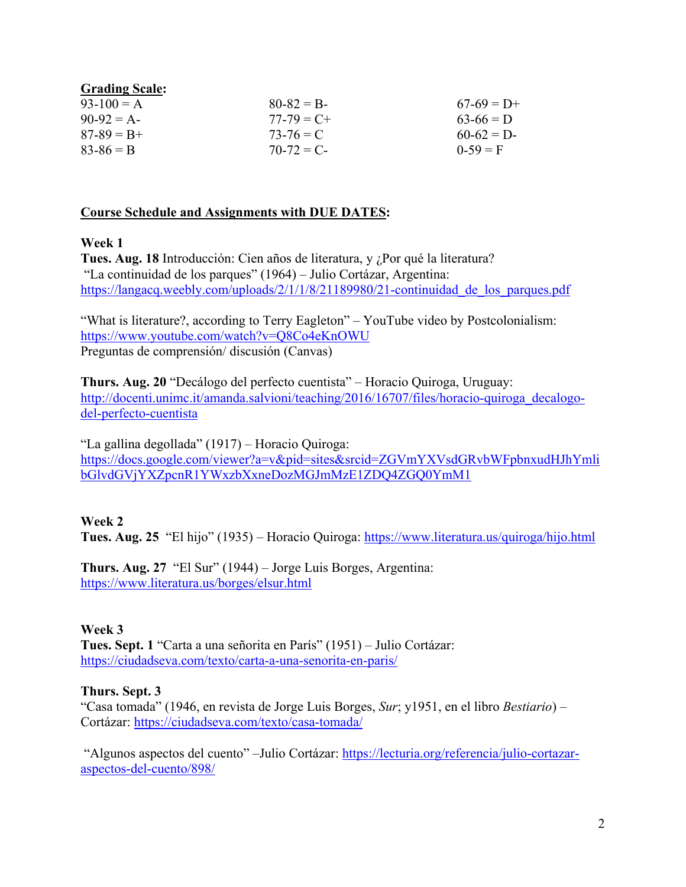**Grading Scale**:

| | | |
|---|---|---|
| 93-100 = A | 80-82 = B- | 67-69 = D+ |
| 90-92 = A- | 77-79 = C+ | 63-66 = D |
| 87-89 = B+ | 73-76 = C | 60-62 = D- |
| 83-86 = B | 70-72 = C- | 0-59 = F |

**Course Schedule and Assignments with DUE DATES**:

**Week 1**

**Tues. Aug. 18** Introducción: Cien años de literatura, y ¿Por qué la literatura?
"La continuidad de los parques" (1964) – Julio Cortázar, Argentina:
https://langacq.weebly.com/uploads/2/1/1/8/21189980/21-continuidad_de_los_parques.pdf

"What is literature?, according to Terry Eagleton" – YouTube video by Postcolonialism:
https://www.youtube.com/watch?v=Q8Co4eKnOWU
Preguntas de comprensión/ discusión (Canvas)

**Thurs. Aug. 20** "Decálogo del perfecto cuentista" – Horacio Quiroga, Uruguay:
http://docenti.unimc.it/amanda.salvioni/teaching/2016/16707/files/horacio-quiroga_decalogo-del-perfecto-cuentista

"La gallina degollada" (1917) – Horacio Quiroga:
https://docs.google.com/viewer?a=v&pid=sites&srcid=ZGVmYXVsdGRvbWFpbnxudHJhYmlibGlvdGVjYXZpcnR1YWxzbXxneDozMGJmMzE1ZDQ4ZGQ0YmM1

**Week 2**

**Tues. Aug. 25** "El hijo" (1935) – Horacio Quiroga: https://www.literatura.us/quiroga/hijo.html

**Thurs. Aug. 27** "El Sur" (1944) – Jorge Luis Borges, Argentina:
https://www.literatura.us/borges/elsur.html

**Week 3**

**Tues. Sept. 1** "Carta a una señorita en París" (1951) – Julio Cortázar:
https://ciudadseva.com/texto/carta-a-una-senorita-en-paris/

**Thurs. Sept. 3**
"Casa tomada" (1946, en revista de Jorge Luis Borges, *Sur*; y1951, en el libro *Bestiario*) – Cortázar: https://ciudadseva.com/texto/casa-tomada/

"Algunos aspectos del cuento" –Julio Cortázar: https://lecturia.org/referencia/julio-cortazar-aspectos-del-cuento/898/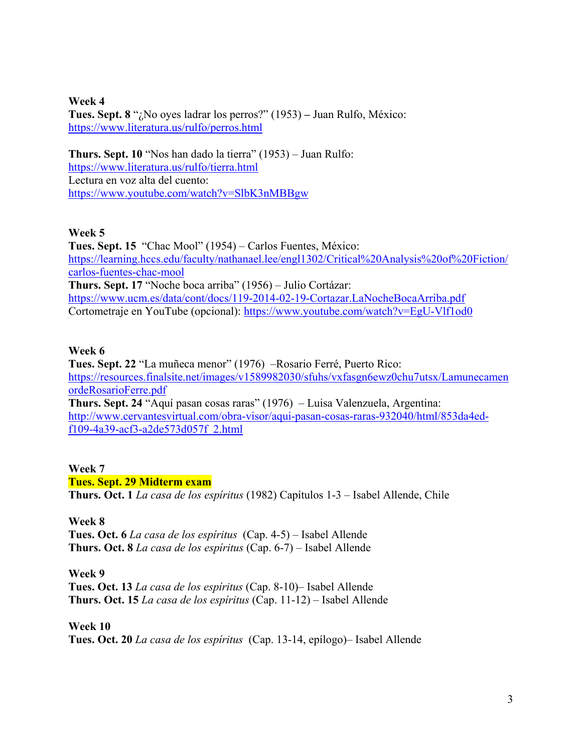**Week 4**
**Tues. Sept. 8** "¿No oyes ladrar los perros?" (1953) **–** Juan Rulfo, México:
https://www.literatura.us/rulfo/perros.html

**Thurs. Sept. 10** "Nos han dado la tierra" (1953) – Juan Rulfo:
https://www.literatura.us/rulfo/tierra.html
Lectura en voz alta del cuento:
https://www.youtube.com/watch?v=SlbK3nMBBgw

**Week 5**
**Tues. Sept. 15** "Chac Mool" (1954) – Carlos Fuentes, México:
https://learning.hccs.edu/faculty/nathanael.lee/engl1302/Critical%20Analysis%20of%20Fiction/carlos-fuentes-chac-mool
**Thurs. Sept. 17** "Noche boca arriba" (1956) – Julio Cortázar:
https://www.ucm.es/data/cont/docs/119-2014-02-19-Cortazar.LaNocheBocaArriba.pdf
Cortometraje en YouTube (opcional): https://www.youtube.com/watch?v=EgU-Vlf1od0

**Week 6**
**Tues. Sept. 22** "La muñeca menor" (1976) –Rosario Ferré, Puerto Rico:
https://resources.finalsite.net/images/v1589982030/sfuhs/vxfasgn6ewz0chu7utsx/LamunecamenordeRosarioFerre.pdf
**Thurs. Sept. 24** "Aquí pasan cosas raras" (1976) – Luisa Valenzuela, Argentina:
http://www.cervantesvirtual.com/obra-visor/aqui-pasan-cosas-raras-932040/html/853da4ed-f109-4a39-acf3-a2de573d057f_2.html

**Week 7**
**Tues. Sept. 29 Midterm exam**
**Thurs. Oct. 1** *La casa de los espíritus* (1982) Capítulos 1-3 – Isabel Allende, Chile

**Week 8**
**Tues. Oct. 6** *La casa de los espíritus* (Cap. 4-5) – Isabel Allende
**Thurs. Oct. 8** *La casa de los espíritus* (Cap. 6-7) – Isabel Allende

**Week 9**
**Tues. Oct. 13** *La casa de los espíritus* (Cap. 8-10)– Isabel Allende
**Thurs. Oct. 15** *La casa de los espíritus* (Cap. 11-12) – Isabel Allende

**Week 10**
**Tues. Oct. 20** *La casa de los espíritus* (Cap. 13-14, epílogo)– Isabel Allende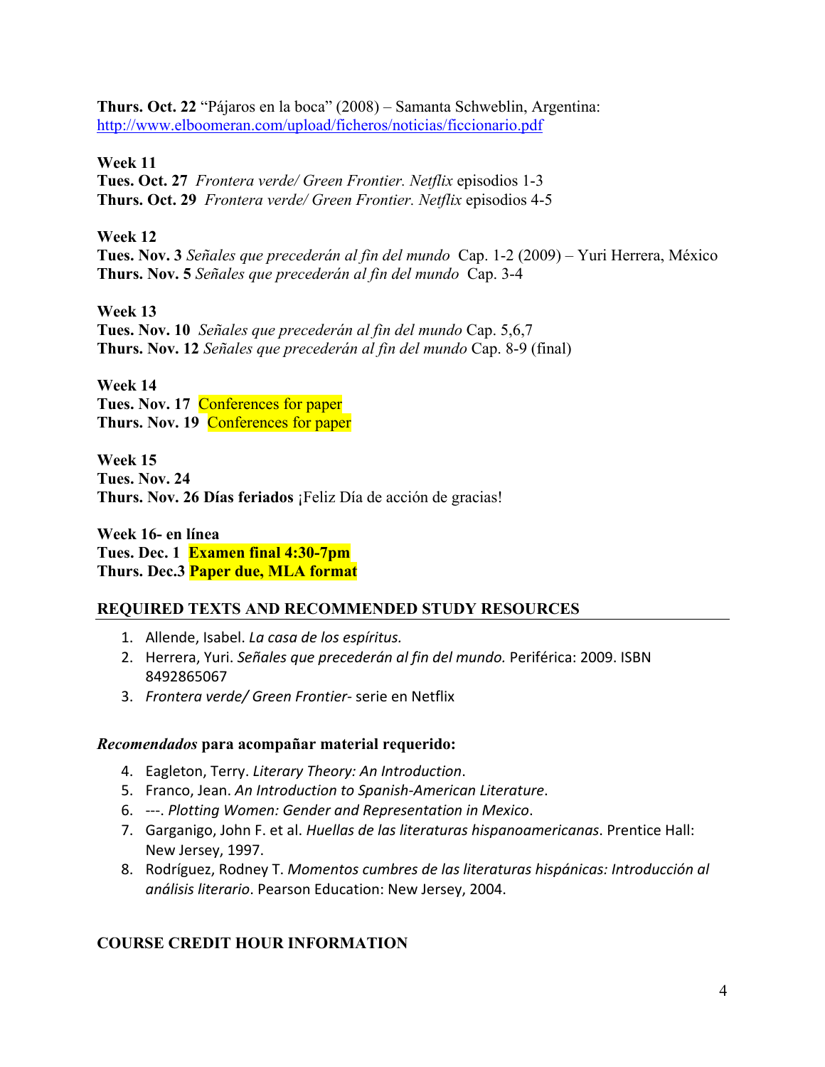**Thurs. Oct. 22** "Pájaros en la boca" (2008) – Samanta Schweblin, Argentina: http://www.elboomeran.com/upload/ficheros/noticias/ficcionario.pdf

**Week 11**
**Tues. Oct. 27** *Frontera verde/ Green Frontier. Netflix* episodios 1-3
**Thurs. Oct. 29** *Frontera verde/ Green Frontier. Netflix* episodios 4-5

**Week 12**
**Tues. Nov. 3** *Señales que precederán al fin del mundo* Cap. 1-2 (2009) – Yuri Herrera, México
**Thurs. Nov. 5** *Señales que precederán al fin del mundo* Cap. 3-4

**Week 13**
**Tues. Nov. 10** *Señales que precederán al fin del mundo* Cap. 5,6,7
**Thurs. Nov. 12** *Señales que precederán al fin del mundo* Cap. 8-9 (final)

**Week 14**
**Tues. Nov. 17** Conferences for paper
**Thurs. Nov. 19** Conferences for paper

**Week 15**
**Tues. Nov. 24**
**Thurs. Nov. 26 Días feriados** ¡Feliz Día de acción de gracias!

**Week 16- en línea**
**Tues. Dec. 1** **Examen final 4:30-7pm**
**Thurs. Dec.3** **Paper due, MLA format**

## REQUIRED TEXTS AND RECOMMENDED STUDY RESOURCES

1. Allende, Isabel. *La casa de los espíritus.*
2. Herrera, Yuri. *Señales que precederán al fin del mundo.* Periférica: 2009. ISBN 8492865067
3. *Frontera verde/ Green Frontier*- serie en Netflix

***Recomendados* para acompañar material requerido:**

4. Eagleton, Terry. *Literary Theory: An Introduction*.
5. Franco, Jean. *An Introduction to Spanish-American Literature*.
6. ---. *Plotting Women: Gender and Representation in Mexico*.
7. Garganigo, John F. et al. *Huellas de las literaturas hispanoamericanas*. Prentice Hall: New Jersey, 1997.
8. Rodríguez, Rodney T. *Momentos cumbres de las literaturas hispánicas: Introducción al análisis literario*. Pearson Education: New Jersey, 2004.

## COURSE CREDIT HOUR INFORMATION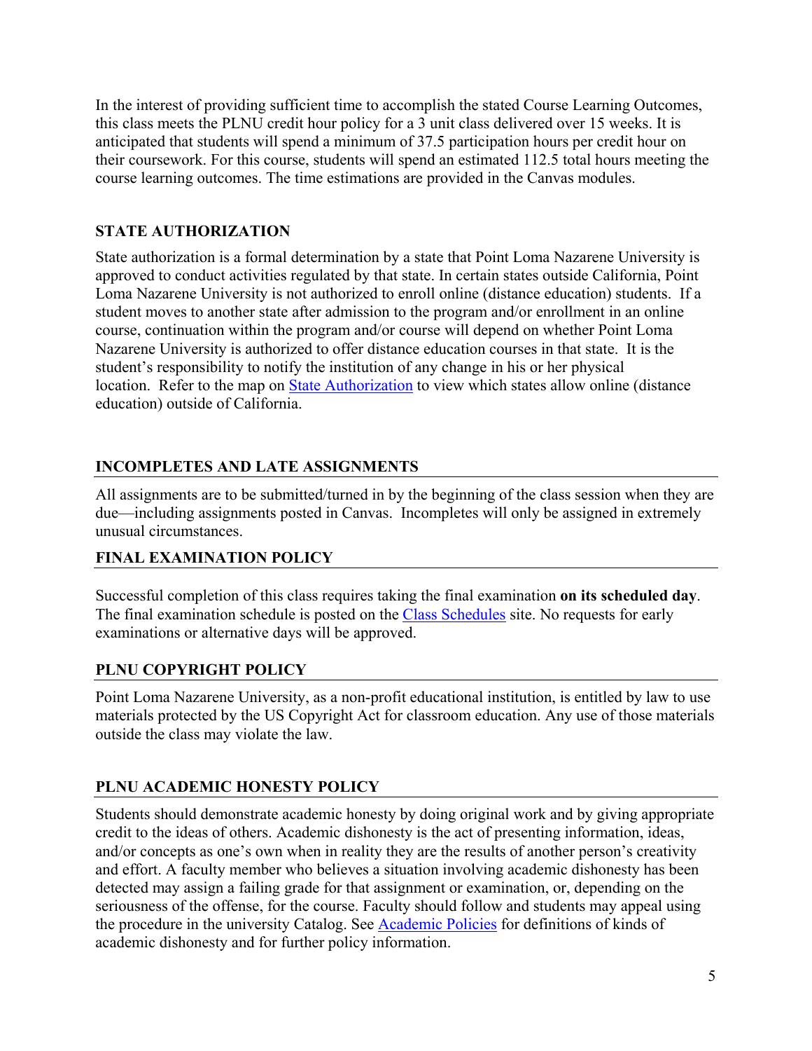In the interest of providing sufficient time to accomplish the stated Course Learning Outcomes, this class meets the PLNU credit hour policy for a 3 unit class delivered over 15 weeks. It is anticipated that students will spend a minimum of 37.5 participation hours per credit hour on their coursework. For this course, students will spend an estimated 112.5 total hours meeting the course learning outcomes. The time estimations are provided in the Canvas modules.

## STATE AUTHORIZATION

State authorization is a formal determination by a state that Point Loma Nazarene University is approved to conduct activities regulated by that state. In certain states outside California, Point Loma Nazarene University is not authorized to enroll online (distance education) students. If a student moves to another state after admission to the program and/or enrollment in an online course, continuation within the program and/or course will depend on whether Point Loma Nazarene University is authorized to offer distance education courses in that state. It is the student's responsibility to notify the institution of any change in his or her physical location. Refer to the map on [State Authorization](#) to view which states allow online (distance education) outside of California.

## INCOMPLETES AND LATE ASSIGNMENTS

All assignments are to be submitted/turned in by the beginning of the class session when they are due—including assignments posted in Canvas. Incompletes will only be assigned in extremely unusual circumstances.

## FINAL EXAMINATION POLICY

Successful completion of this class requires taking the final examination **on its scheduled day**. The final examination schedule is posted on the [Class Schedules](#) site. No requests for early examinations or alternative days will be approved.

## PLNU COPYRIGHT POLICY

Point Loma Nazarene University, as a non-profit educational institution, is entitled by law to use materials protected by the US Copyright Act for classroom education. Any use of those materials outside the class may violate the law.

## PLNU ACADEMIC HONESTY POLICY

Students should demonstrate academic honesty by doing original work and by giving appropriate credit to the ideas of others. Academic dishonesty is the act of presenting information, ideas, and/or concepts as one's own when in reality they are the results of another person's creativity and effort. A faculty member who believes a situation involving academic dishonesty has been detected may assign a failing grade for that assignment or examination, or, depending on the seriousness of the offense, for the course. Faculty should follow and students may appeal using the procedure in the university Catalog. See [Academic Policies](#) for definitions of kinds of academic dishonesty and for further policy information.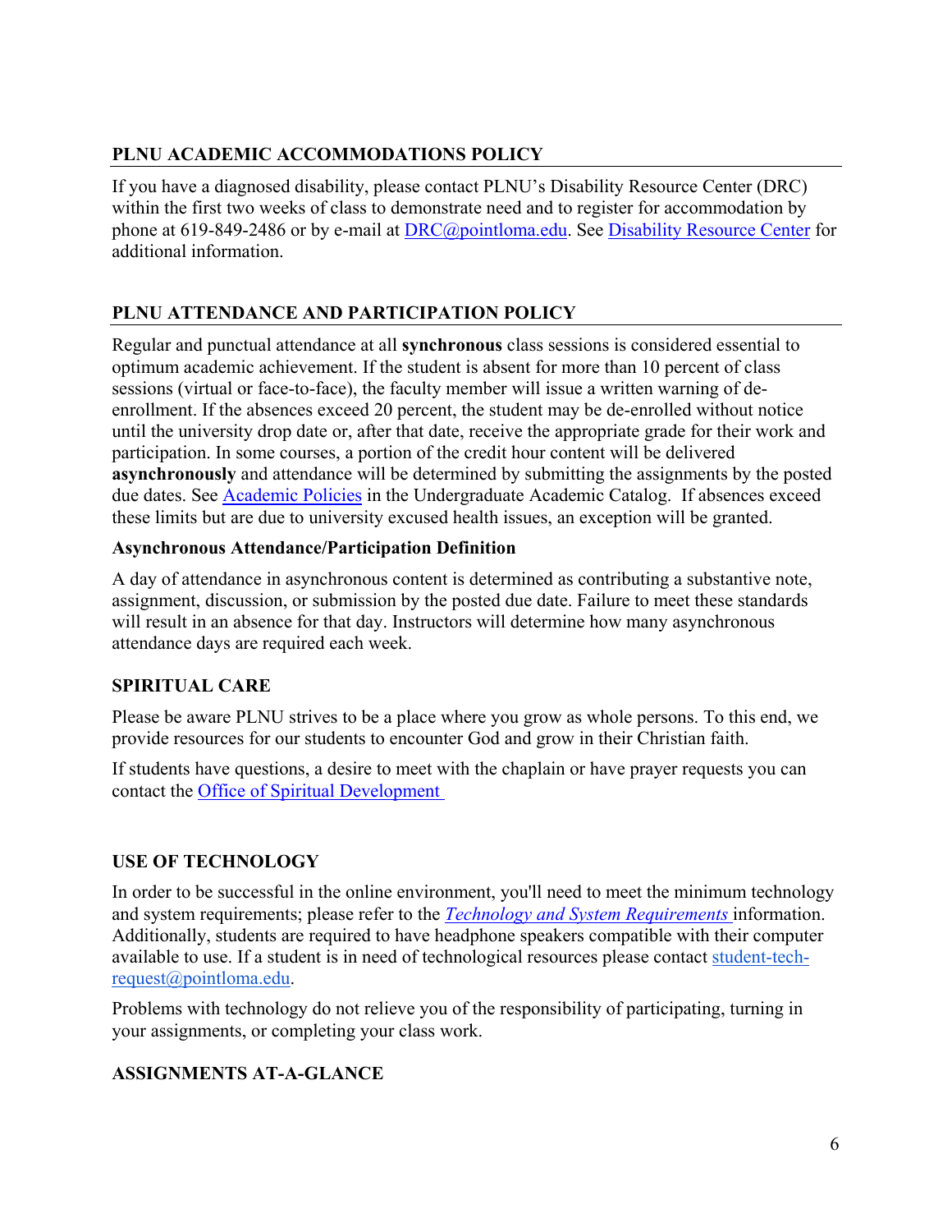## PLNU ACADEMIC ACCOMMODATIONS POLICY

If you have a diagnosed disability, please contact PLNU's Disability Resource Center (DRC) within the first two weeks of class to demonstrate need and to register for accommodation by phone at 619-849-2486 or by e-mail at DRC@pointloma.edu. See Disability Resource Center for additional information.

## PLNU ATTENDANCE AND PARTICIPATION POLICY

Regular and punctual attendance at all **synchronous** class sessions is considered essential to optimum academic achievement. If the student is absent for more than 10 percent of class sessions (virtual or face-to-face), the faculty member will issue a written warning of de-enrollment. If the absences exceed 20 percent, the student may be de-enrolled without notice until the university drop date or, after that date, receive the appropriate grade for their work and participation. In some courses, a portion of the credit hour content will be delivered **asynchronously** and attendance will be determined by submitting the assignments by the posted due dates. See Academic Policies in the Undergraduate Academic Catalog. If absences exceed these limits but are due to university excused health issues, an exception will be granted.

### Asynchronous Attendance/Participation Definition

A day of attendance in asynchronous content is determined as contributing a substantive note, assignment, discussion, or submission by the posted due date. Failure to meet these standards will result in an absence for that day. Instructors will determine how many asynchronous attendance days are required each week.

## SPIRITUAL CARE

Please be aware PLNU strives to be a place where you grow as whole persons. To this end, we provide resources for our students to encounter God and grow in their Christian faith.

If students have questions, a desire to meet with the chaplain or have prayer requests you can contact the Office of Spiritual Development

## USE OF TECHNOLOGY

In order to be successful in the online environment, you'll need to meet the minimum technology and system requirements; please refer to the *Technology and System Requirements* information. Additionally, students are required to have headphone speakers compatible with their computer available to use. If a student is in need of technological resources please contact student-tech-request@pointloma.edu.

Problems with technology do not relieve you of the responsibility of participating, turning in your assignments, or completing your class work.

## ASSIGNMENTS AT-A-GLANCE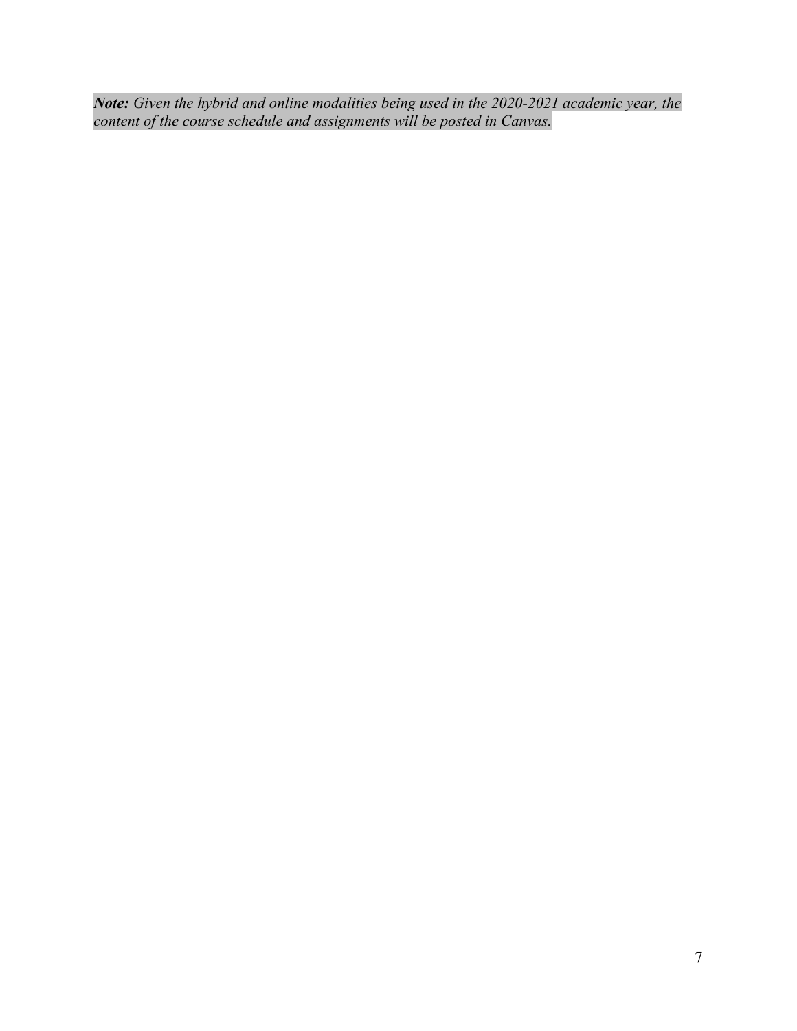***Note:*** *Given the hybrid and online modalities being used in the 2020-2021 academic year, the content of the course schedule and assignments will be posted in Canvas.*